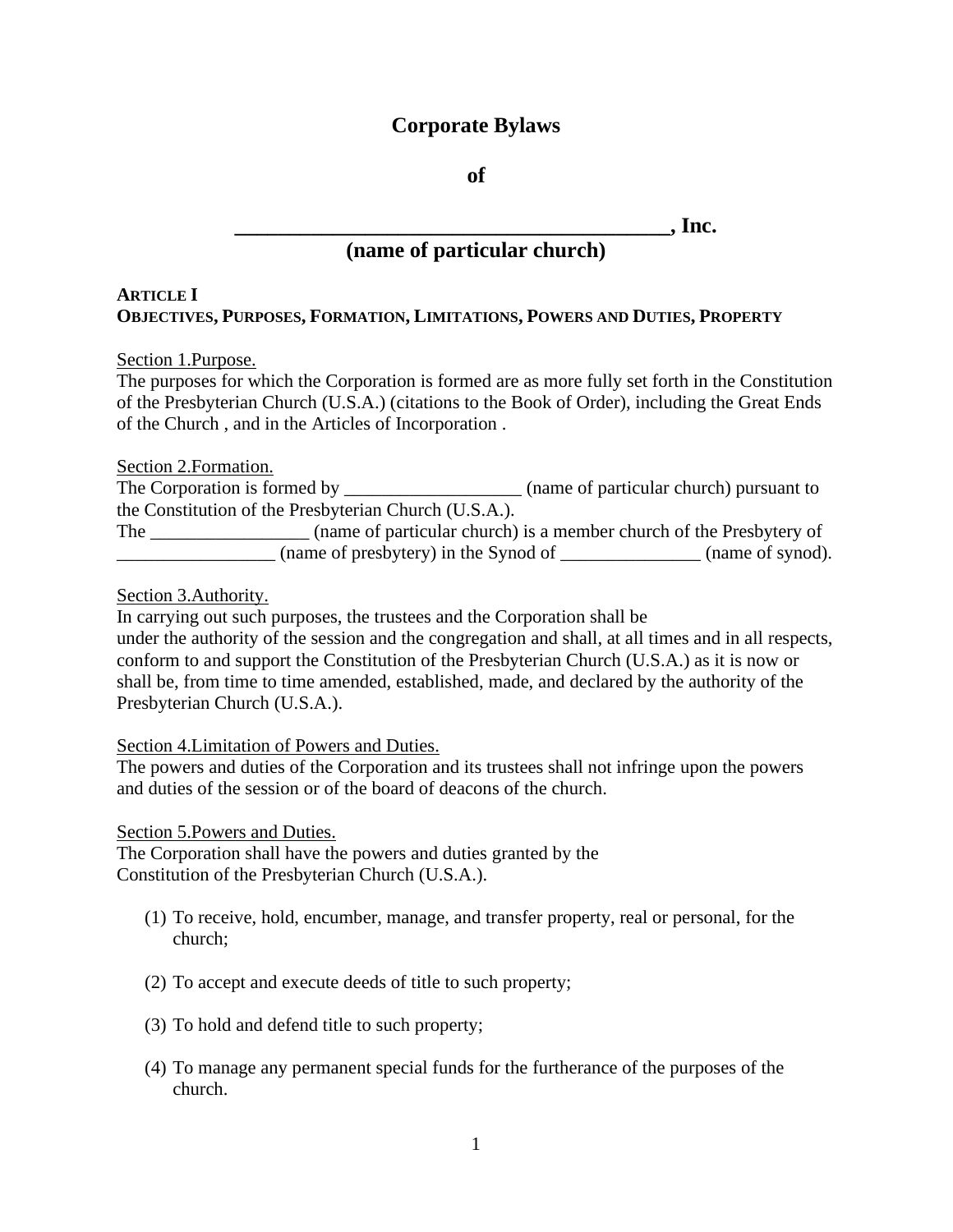# Corporate Bylaws

# of

# ________________________________________, Inc.
# (name of particular church)

**ARTICLE I**
**OBJECTIVES, PURPOSES, FORMATION, LIMITATIONS, POWERS AND DUTIES, PROPERTY**

Section 1.Purpose.
The purposes for which the Corporation is formed are as more fully set forth in the Constitution of the Presbyterian Church (U.S.A.) (citations to the Book of Order), including the Great Ends of the Church , and in the Articles of Incorporation .

Section 2.Formation.
The Corporation is formed by ___________________ (name of particular church) pursuant to the Constitution of the Presbyterian Church (U.S.A.).
The _________________ (name of particular church) is a member church of the Presbytery of _________________ (name of presbytery) in the Synod of _______________ (name of synod).

Section 3.Authority.
In carrying out such purposes, the trustees and the Corporation shall be under the authority of the session and the congregation and shall, at all times and in all respects, conform to and support the Constitution of the Presbyterian Church (U.S.A.) as it is now or shall be, from time to time amended, established, made, and declared by the authority of the Presbyterian Church (U.S.A.).

Section 4.Limitation of Powers and Duties.
The powers and duties of the Corporation and its trustees shall not infringe upon the powers and duties of the session or of the board of deacons of the church.

Section 5.Powers and Duties.
The Corporation shall have the powers and duties granted by the Constitution of the Presbyterian Church (U.S.A.).

(1) To receive, hold, encumber, manage, and transfer property, real or personal, for the church;

(2) To accept and execute deeds of title to such property;

(3) To hold and defend title to such property;

(4) To manage any permanent special funds for the furtherance of the purposes of the church.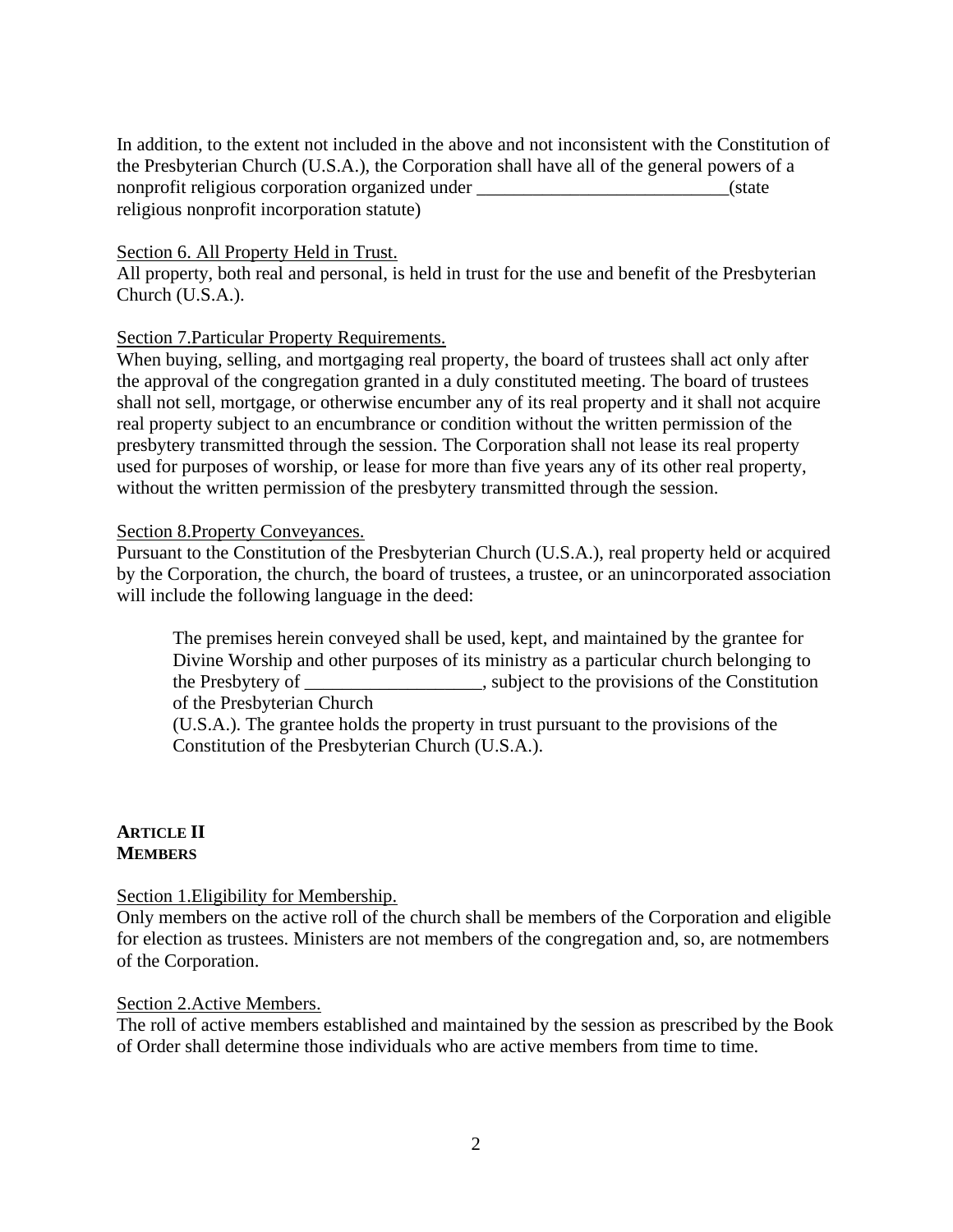In addition, to the extent not included in the above and not inconsistent with the Constitution of the Presbyterian Church (U.S.A.), the Corporation shall have all of the general powers of a nonprofit religious corporation organized under ___________________________(state religious nonprofit incorporation statute)

Section 6. All Property Held in Trust.

All property, both real and personal, is held in trust for the use and benefit of the Presbyterian Church (U.S.A.).

Section 7.Particular Property Requirements.

When buying, selling, and mortgaging real property, the board of trustees shall act only after the approval of the congregation granted in a duly constituted meeting. The board of trustees shall not sell, mortgage, or otherwise encumber any of its real property and it shall not acquire real property subject to an encumbrance or condition without the written permission of the presbytery transmitted through the session. The Corporation shall not lease its real property used for purposes of worship, or lease for more than five years any of its other real property, without the written permission of the presbytery transmitted through the session.

Section 8.Property Conveyances.

Pursuant to the Constitution of the Presbyterian Church (U.S.A.), real property held or acquired by the Corporation, the church, the board of trustees, a trustee, or an unincorporated association will include the following language in the deed:

> The premises herein conveyed shall be used, kept, and maintained by the grantee for Divine Worship and other purposes of its ministry as a particular church belonging to the Presbytery of ___________________, subject to the provisions of the Constitution of the Presbyterian Church
> (U.S.A.). The grantee holds the property in trust pursuant to the provisions of the Constitution of the Presbyterian Church (U.S.A.).

**ARTICLE II**
**MEMBERS**

Section 1.Eligibility for Membership.

Only members on the active roll of the church shall be members of the Corporation and eligible for election as trustees. Ministers are not members of the congregation and, so, are notmembers of the Corporation.

Section 2.Active Members.

The roll of active members established and maintained by the session as prescribed by the Book of Order shall determine those individuals who are active members from time to time.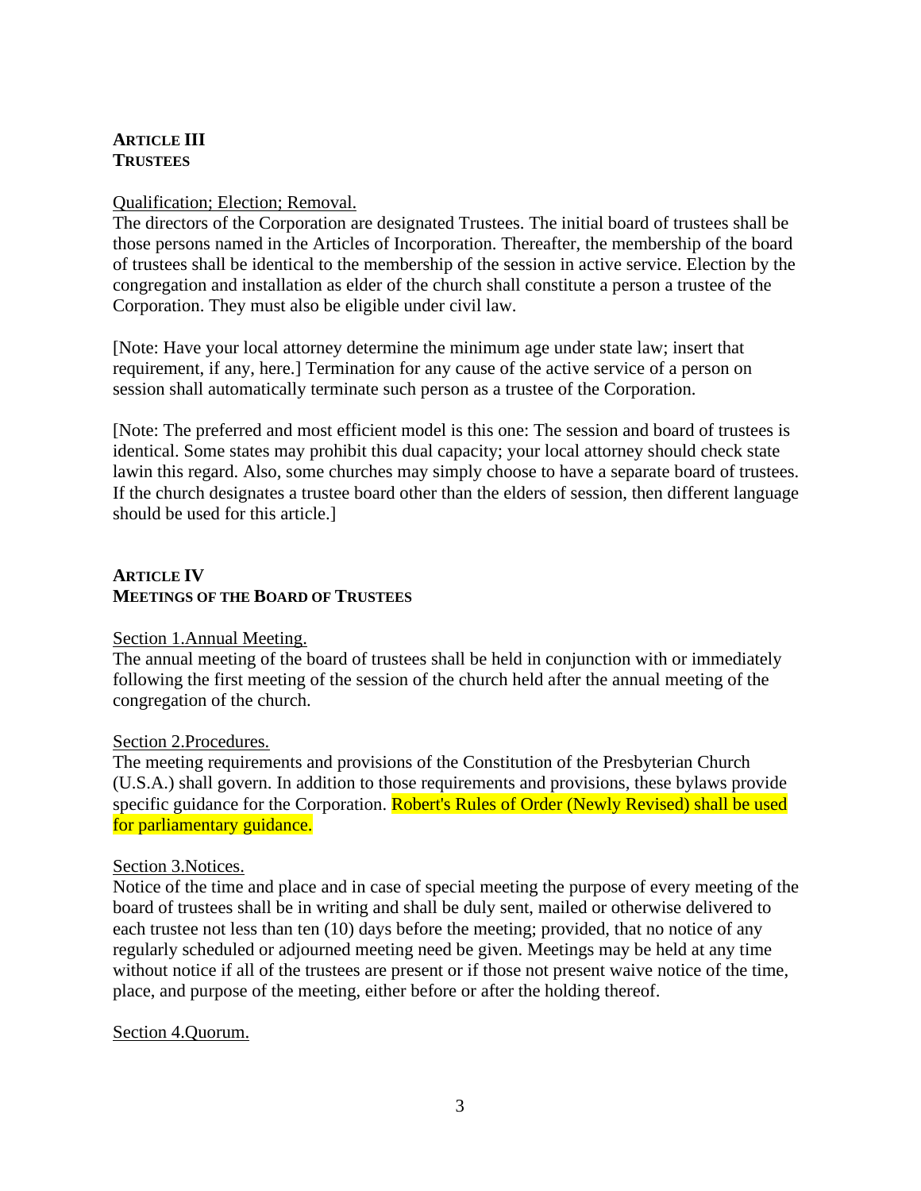## ARTICLE III
## TRUSTEES

Qualification; Election; Removal.

The directors of the Corporation are designated Trustees. The initial board of trustees shall be those persons named in the Articles of Incorporation. Thereafter, the membership of the board of trustees shall be identical to the membership of the session in active service. Election by the congregation and installation as elder of the church shall constitute a person a trustee of the Corporation. They must also be eligible under civil law.

[Note: Have your local attorney determine the minimum age under state law; insert that requirement, if any, here.] Termination for any cause of the active service of a person on session shall automatically terminate such person as a trustee of the Corporation.

[Note: The preferred and most efficient model is this one: The session and board of trustees is identical. Some states may prohibit this dual capacity; your local attorney should check state lawin this regard. Also, some churches may simply choose to have a separate board of trustees. If the church designates a trustee board other than the elders of session, then different language should be used for this article.]

## ARTICLE IV
## MEETINGS OF THE BOARD OF TRUSTEES

Section 1.Annual Meeting.

The annual meeting of the board of trustees shall be held in conjunction with or immediately following the first meeting of the session of the church held after the annual meeting of the congregation of the church.

Section 2.Procedures.

The meeting requirements and provisions of the Constitution of the Presbyterian Church (U.S.A.) shall govern. In addition to those requirements and provisions, these bylaws provide specific guidance for the Corporation. Robert's Rules of Order (Newly Revised) shall be used for parliamentary guidance.

Section 3.Notices.

Notice of the time and place and in case of special meeting the purpose of every meeting of the board of trustees shall be in writing and shall be duly sent, mailed or otherwise delivered to each trustee not less than ten (10) days before the meeting; provided, that no notice of any regularly scheduled or adjourned meeting need be given. Meetings may be held at any time without notice if all of the trustees are present or if those not present waive notice of the time, place, and purpose of the meeting, either before or after the holding thereof.

Section 4.Quorum.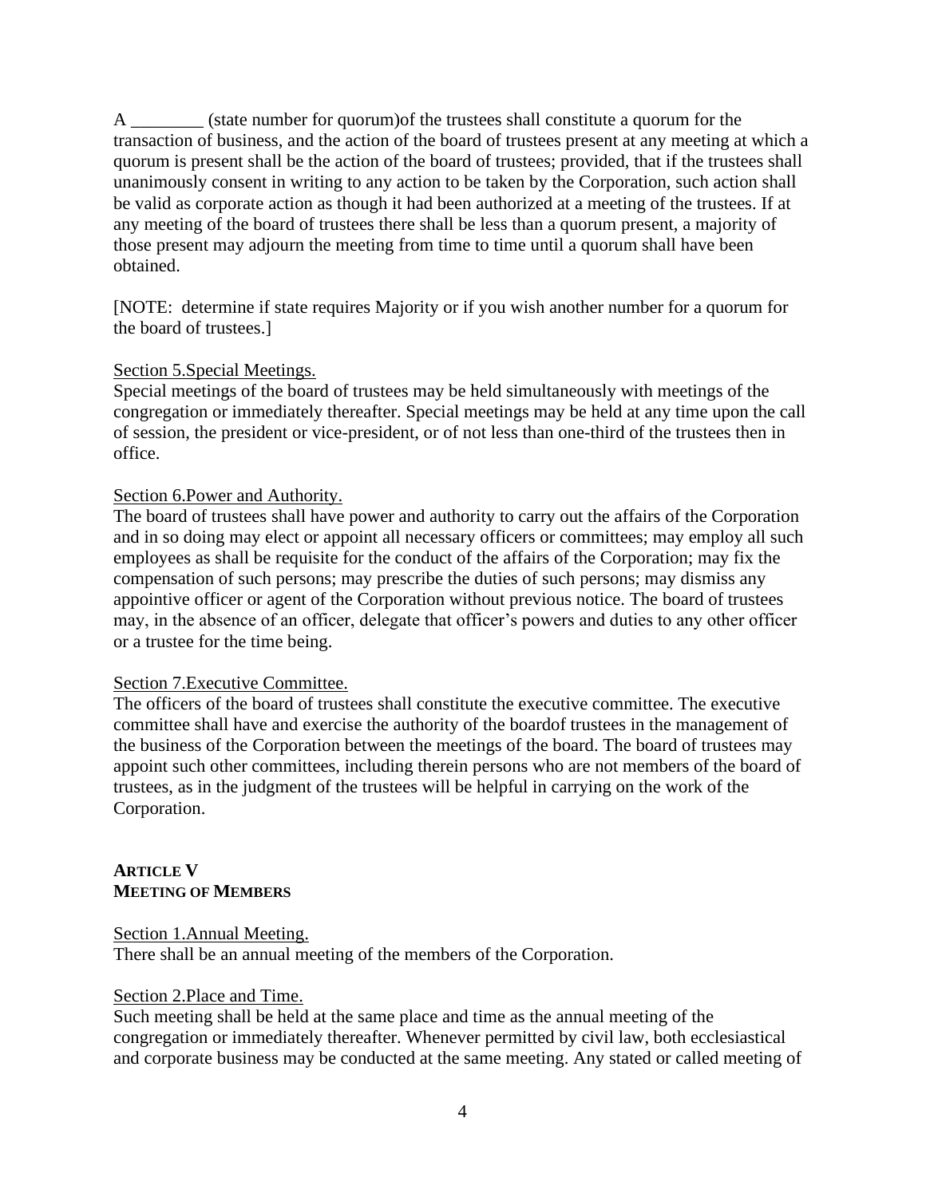A ________ (state number for quorum)of the trustees shall constitute a quorum for the transaction of business, and the action of the board of trustees present at any meeting at which a quorum is present shall be the action of the board of trustees; provided, that if the trustees shall unanimously consent in writing to any action to be taken by the Corporation, such action shall be valid as corporate action as though it had been authorized at a meeting of the trustees. If at any meeting of the board of trustees there shall be less than a quorum present, a majority of those present may adjourn the meeting from time to time until a quorum shall have been obtained.

[NOTE: determine if state requires Majority or if you wish another number for a quorum for the board of trustees.]

Section 5.Special Meetings.
Special meetings of the board of trustees may be held simultaneously with meetings of the congregation or immediately thereafter. Special meetings may be held at any time upon the call of session, the president or vice-president, or of not less than one-third of the trustees then in office.

Section 6.Power and Authority.
The board of trustees shall have power and authority to carry out the affairs of the Corporation and in so doing may elect or appoint all necessary officers or committees; may employ all such employees as shall be requisite for the conduct of the affairs of the Corporation; may fix the compensation of such persons; may prescribe the duties of such persons; may dismiss any appointive officer or agent of the Corporation without previous notice. The board of trustees may, in the absence of an officer, delegate that officer's powers and duties to any other officer or a trustee for the time being.

Section 7.Executive Committee.
The officers of the board of trustees shall constitute the executive committee. The executive committee shall have and exercise the authority of the boardof trustees in the management of the business of the Corporation between the meetings of the board. The board of trustees may appoint such other committees, including therein persons who are not members of the board of trustees, as in the judgment of the trustees will be helpful in carrying on the work of the Corporation.

## ARTICLE V
## MEETING OF MEMBERS

Section 1.Annual Meeting.
There shall be an annual meeting of the members of the Corporation.

Section 2.Place and Time.
Such meeting shall be held at the same place and time as the annual meeting of the congregation or immediately thereafter. Whenever permitted by civil law, both ecclesiastical and corporate business may be conducted at the same meeting. Any stated or called meeting of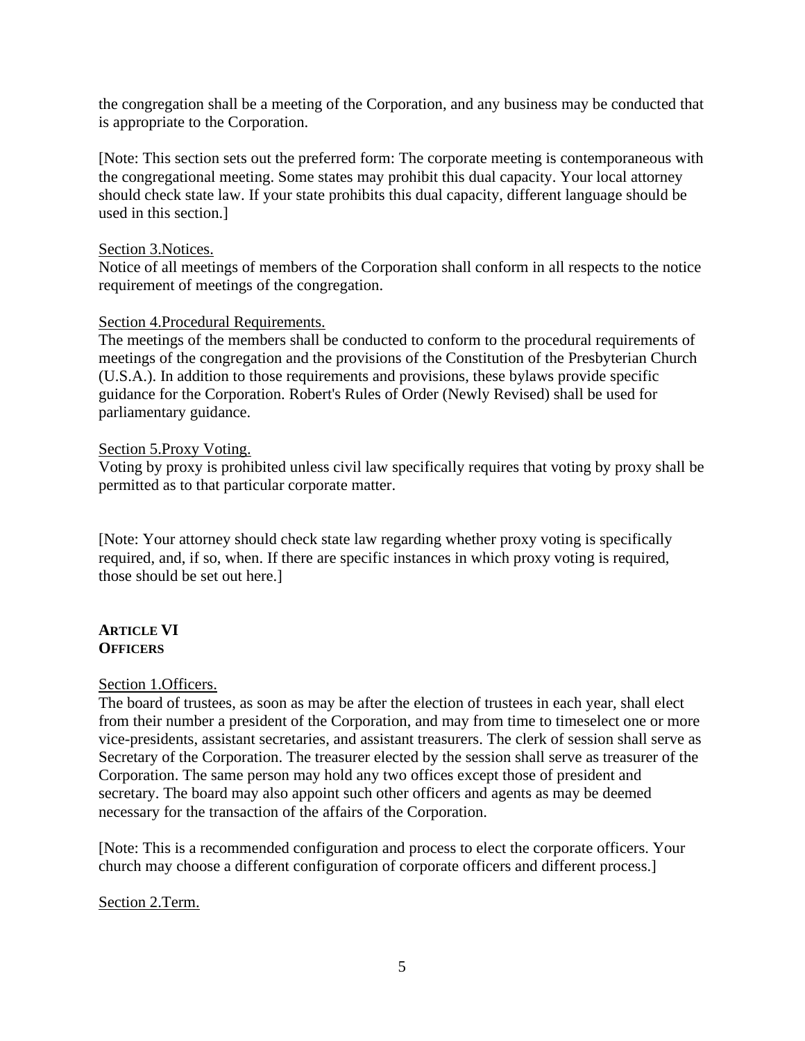the congregation shall be a meeting of the Corporation, and any business may be conducted that is appropriate to the Corporation.

[Note: This section sets out the preferred form: The corporate meeting is contemporaneous with the congregational meeting. Some states may prohibit this dual capacity. Your local attorney should check state law. If your state prohibits this dual capacity, different language should be used in this section.]

Section 3.Notices.
Notice of all meetings of members of the Corporation shall conform in all respects to the notice requirement of meetings of the congregation.

Section 4.Procedural Requirements.
The meetings of the members shall be conducted to conform to the procedural requirements of meetings of the congregation and the provisions of the Constitution of the Presbyterian Church (U.S.A.). In addition to those requirements and provisions, these bylaws provide specific guidance for the Corporation. Robert's Rules of Order (Newly Revised) shall be used for parliamentary guidance.

Section 5.Proxy Voting.
Voting by proxy is prohibited unless civil law specifically requires that voting by proxy shall be permitted as to that particular corporate matter.

[Note: Your attorney should check state law regarding whether proxy voting is specifically required, and, if so, when. If there are specific instances in which proxy voting is required, those should be set out here.]

## ARTICLE VI
## OFFICERS

Section 1.Officers.
The board of trustees, as soon as may be after the election of trustees in each year, shall elect from their number a president of the Corporation, and may from time to timeselect one or more vice-presidents, assistant secretaries, and assistant treasurers. The clerk of session shall serve as Secretary of the Corporation. The treasurer elected by the session shall serve as treasurer of the Corporation. The same person may hold any two offices except those of president and secretary. The board may also appoint such other officers and agents as may be deemed necessary for the transaction of the affairs of the Corporation.

[Note: This is a recommended configuration and process to elect the corporate officers. Your church may choose a different configuration of corporate officers and different process.]

Section 2.Term.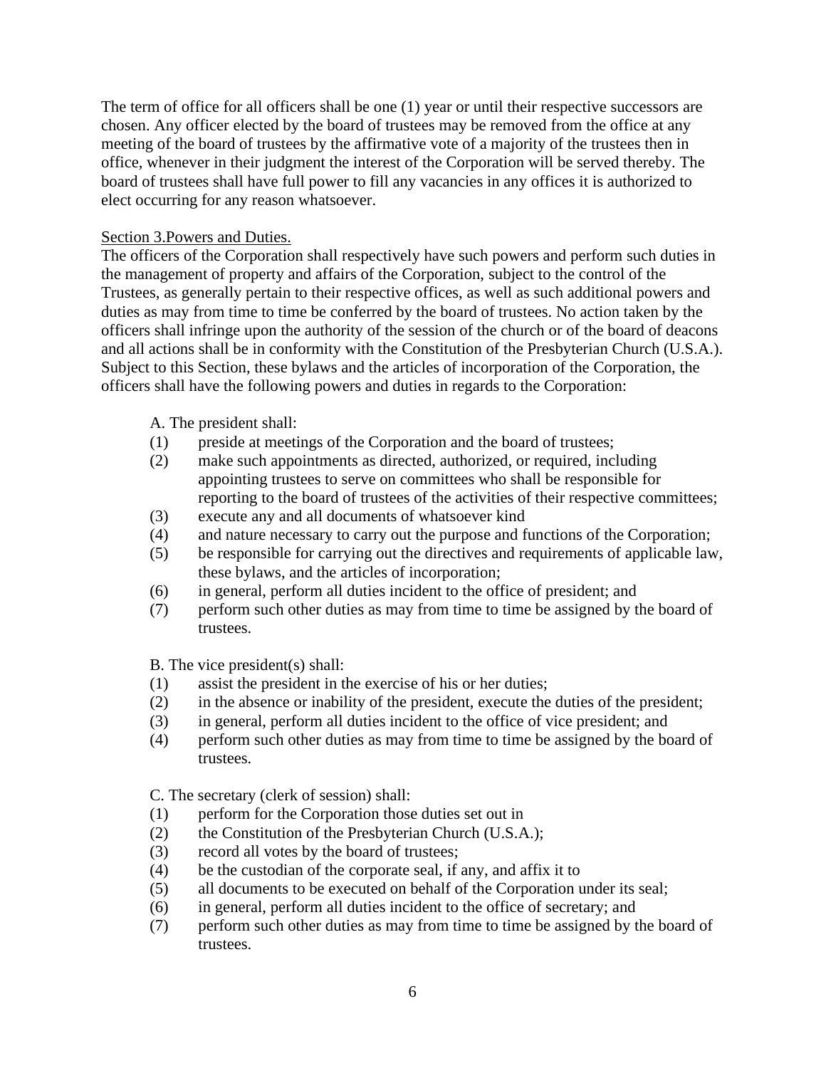The term of office for all officers shall be one (1) year or until their respective successors are chosen. Any officer elected by the board of trustees may be removed from the office at any meeting of the board of trustees by the affirmative vote of a majority of the trustees then in office, whenever in their judgment the interest of the Corporation will be served thereby. The board of trustees shall have full power to fill any vacancies in any offices it is authorized to elect occurring for any reason whatsoever.

Section 3.Powers and Duties.

The officers of the Corporation shall respectively have such powers and perform such duties in the management of property and affairs of the Corporation, subject to the control of the Trustees, as generally pertain to their respective offices, as well as such additional powers and duties as may from time to time be conferred by the board of trustees. No action taken by the officers shall infringe upon the authority of the session of the church or of the board of deacons and all actions shall be in conformity with the Constitution of the Presbyterian Church (U.S.A.). Subject to this Section, these bylaws and the articles of incorporation of the Corporation, the officers shall have the following powers and duties in regards to the Corporation:

A. The president shall:

(1) preside at meetings of the Corporation and the board of trustees;
(2) make such appointments as directed, authorized, or required, including appointing trustees to serve on committees who shall be responsible for reporting to the board of trustees of the activities of their respective committees;
(3) execute any and all documents of whatsoever kind
(4) and nature necessary to carry out the purpose and functions of the Corporation;
(5) be responsible for carrying out the directives and requirements of applicable law, these bylaws, and the articles of incorporation;
(6) in general, perform all duties incident to the office of president; and
(7) perform such other duties as may from time to time be assigned by the board of trustees.

B. The vice president(s) shall:

(1) assist the president in the exercise of his or her duties;
(2) in the absence or inability of the president, execute the duties of the president;
(3) in general, perform all duties incident to the office of vice president; and
(4) perform such other duties as may from time to time be assigned by the board of trustees.

C. The secretary (clerk of session) shall:

(1) perform for the Corporation those duties set out in
(2) the Constitution of the Presbyterian Church (U.S.A.);
(3) record all votes by the board of trustees;
(4) be the custodian of the corporate seal, if any, and affix it to
(5) all documents to be executed on behalf of the Corporation under its seal;
(6) in general, perform all duties incident to the office of secretary; and
(7) perform such other duties as may from time to time be assigned by the board of trustees.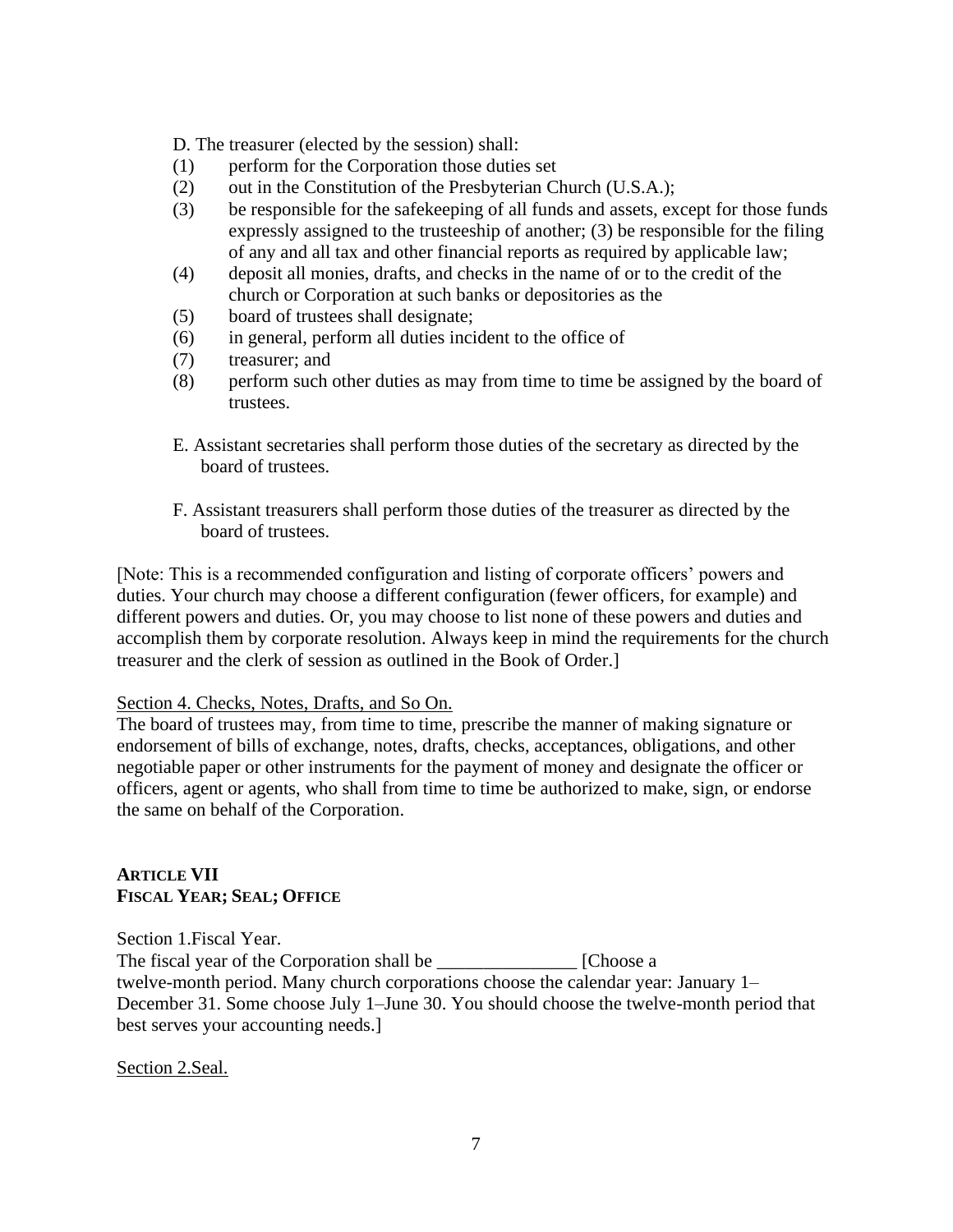D. The treasurer (elected by the session) shall:

(1) perform for the Corporation those duties set
(2) out in the Constitution of the Presbyterian Church (U.S.A.);
(3) be responsible for the safekeeping of all funds and assets, except for those funds expressly assigned to the trusteeship of another; (3) be responsible for the filing of any and all tax and other financial reports as required by applicable law;
(4) deposit all monies, drafts, and checks in the name of or to the credit of the church or Corporation at such banks or depositories as the
(5) board of trustees shall designate;
(6) in general, perform all duties incident to the office of
(7) treasurer; and
(8) perform such other duties as may from time to time be assigned by the board of trustees.

E. Assistant secretaries shall perform those duties of the secretary as directed by the board of trustees.

F. Assistant treasurers shall perform those duties of the treasurer as directed by the board of trustees.

[Note: This is a recommended configuration and listing of corporate officers' powers and duties. Your church may choose a different configuration (fewer officers, for example) and different powers and duties. Or, you may choose to list none of these powers and duties and accomplish them by corporate resolution. Always keep in mind the requirements for the church treasurer and the clerk of session as outlined in the Book of Order.]

Section 4. Checks, Notes, Drafts, and So On.

The board of trustees may, from time to time, prescribe the manner of making signature or endorsement of bills of exchange, notes, drafts, checks, acceptances, obligations, and other negotiable paper or other instruments for the payment of money and designate the officer or officers, agent or agents, who shall from time to time be authorized to make, sign, or endorse the same on behalf of the Corporation.

## ARTICLE VII
## FISCAL YEAR; SEAL; OFFICE

Section 1.Fiscal Year.

The fiscal year of the Corporation shall be _______________ [Choose a twelve-month period. Many church corporations choose the calendar year: January 1–December 31. Some choose July 1–June 30. You should choose the twelve-month period that best serves your accounting needs.]

Section 2.Seal.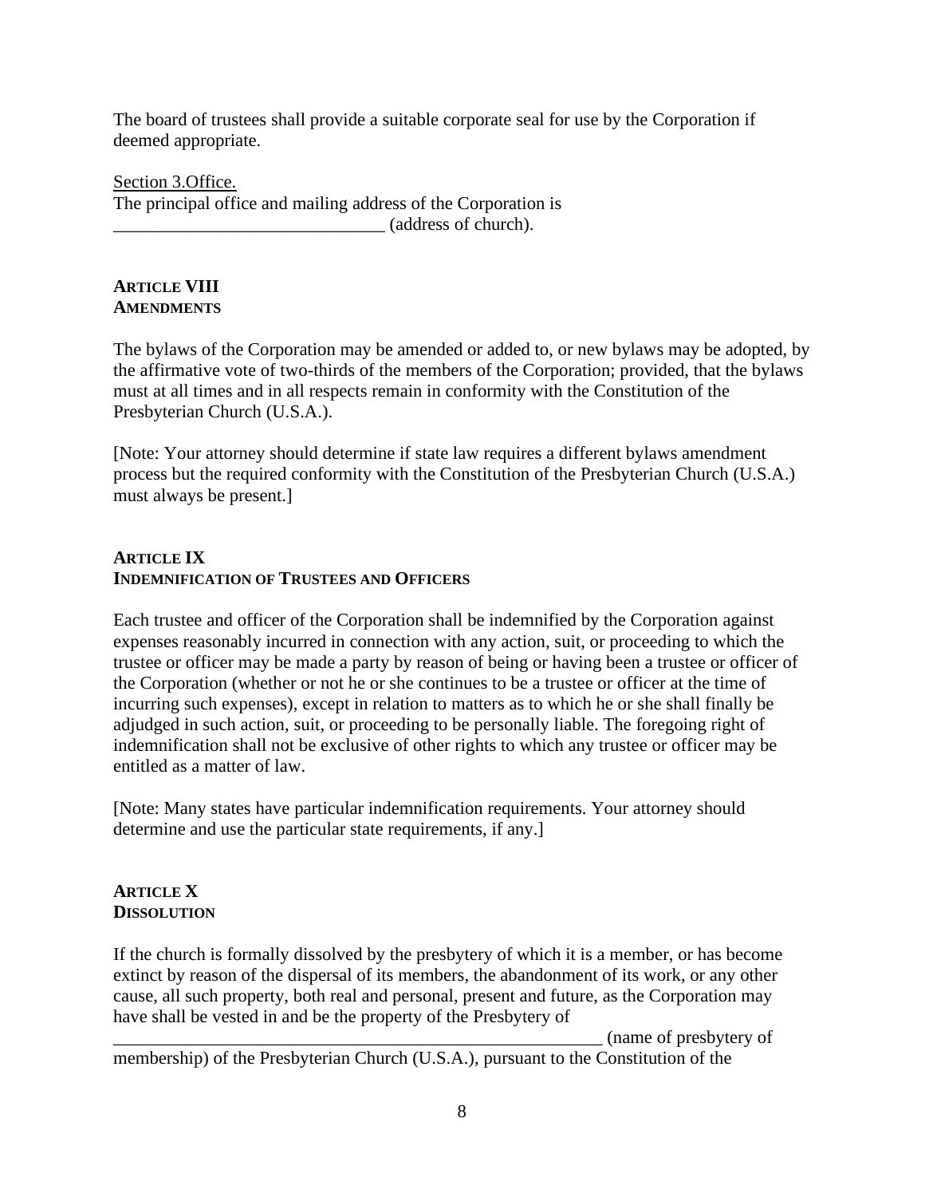The board of trustees shall provide a suitable corporate seal for use by the Corporation if deemed appropriate.

Section 3.Office.
The principal office and mailing address of the Corporation is _____________________________ (address of church).

## ARTICLE VIII
## AMENDMENTS

The bylaws of the Corporation may be amended or added to, or new bylaws may be adopted, by the affirmative vote of two-thirds of the members of the Corporation; provided, that the bylaws must at all times and in all respects remain in conformity with the Constitution of the Presbyterian Church (U.S.A.).

[Note: Your attorney should determine if state law requires a different bylaws amendment process but the required conformity with the Constitution of the Presbyterian Church (U.S.A.) must always be present.]

## ARTICLE IX
## INDEMNIFICATION OF TRUSTEES AND OFFICERS

Each trustee and officer of the Corporation shall be indemnified by the Corporation against expenses reasonably incurred in connection with any action, suit, or proceeding to which the trustee or officer may be made a party by reason of being or having been a trustee or officer of the Corporation (whether or not he or she continues to be a trustee or officer at the time of incurring such expenses), except in relation to matters as to which he or she shall finally be adjudged in such action, suit, or proceeding to be personally liable. The foregoing right of indemnification shall not be exclusive of other rights to which any trustee or officer may be entitled as a matter of law.

[Note: Many states have particular indemnification requirements. Your attorney should determine and use the particular state requirements, if any.]

## ARTICLE X
## DISSOLUTION

If the church is formally dissolved by the presbytery of which it is a member, or has become extinct by reason of the dispersal of its members, the abandonment of its work, or any other cause, all such property, both real and personal, present and future, as the Corporation may have shall be vested in and be the property of the Presbytery of _______________________________________________________ (name of presbytery of membership) of the Presbyterian Church (U.S.A.), pursuant to the Constitution of the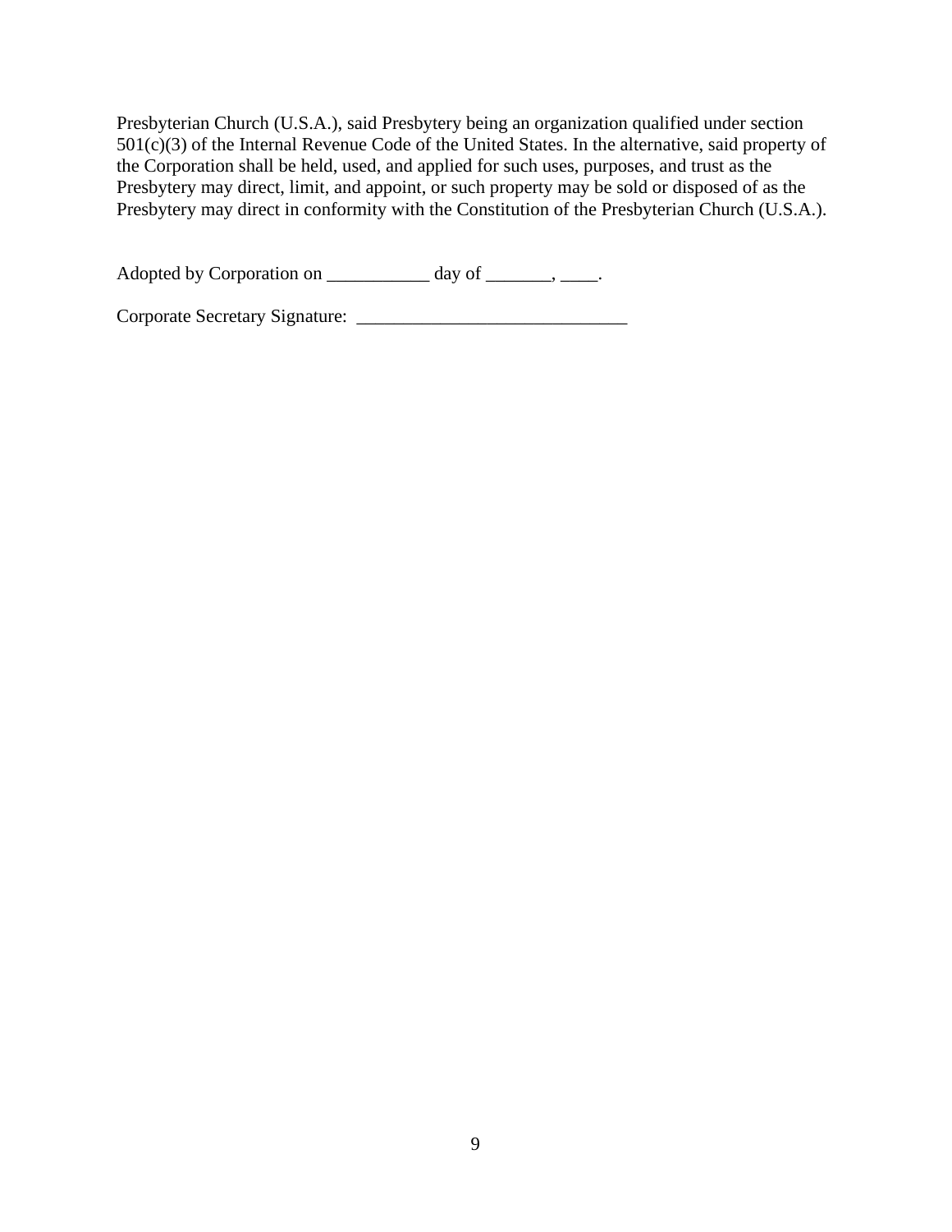Presbyterian Church (U.S.A.), said Presbytery being an organization qualified under section 501(c)(3) of the Internal Revenue Code of the United States. In the alternative, said property of the Corporation shall be held, used, and applied for such uses, purposes, and trust as the Presbytery may direct, limit, and appoint, or such property may be sold or disposed of as the Presbytery may direct in conformity with the Constitution of the Presbyterian Church (U.S.A.).

Adopted by Corporation on ___________ day of _______, ____.

Corporate Secretary Signature: _____________________________